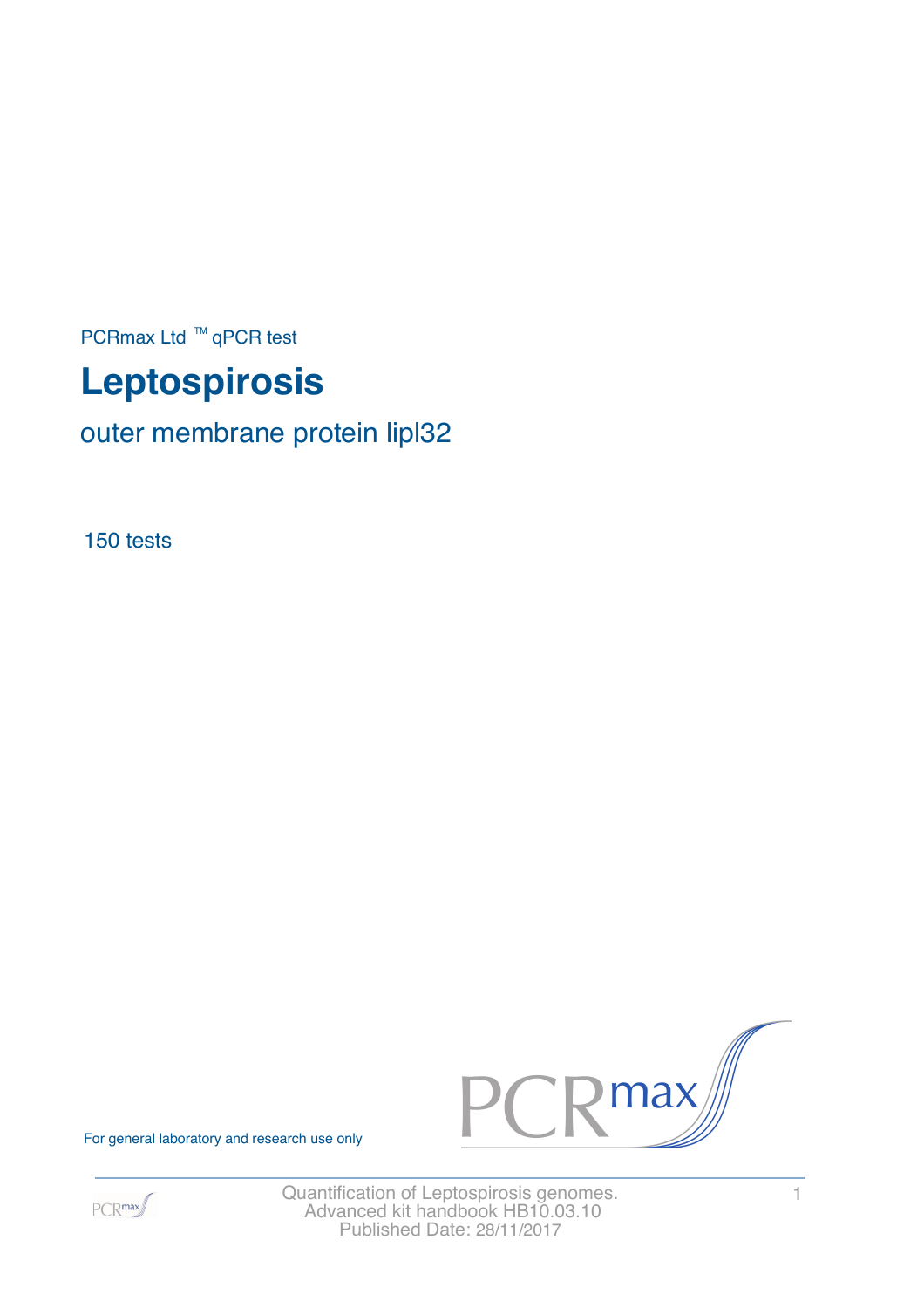PCRmax Ltd ™ qPCR test

# Leptospirosis

## outer membrane protein lipl32

150 tests

For general laboratory and research use only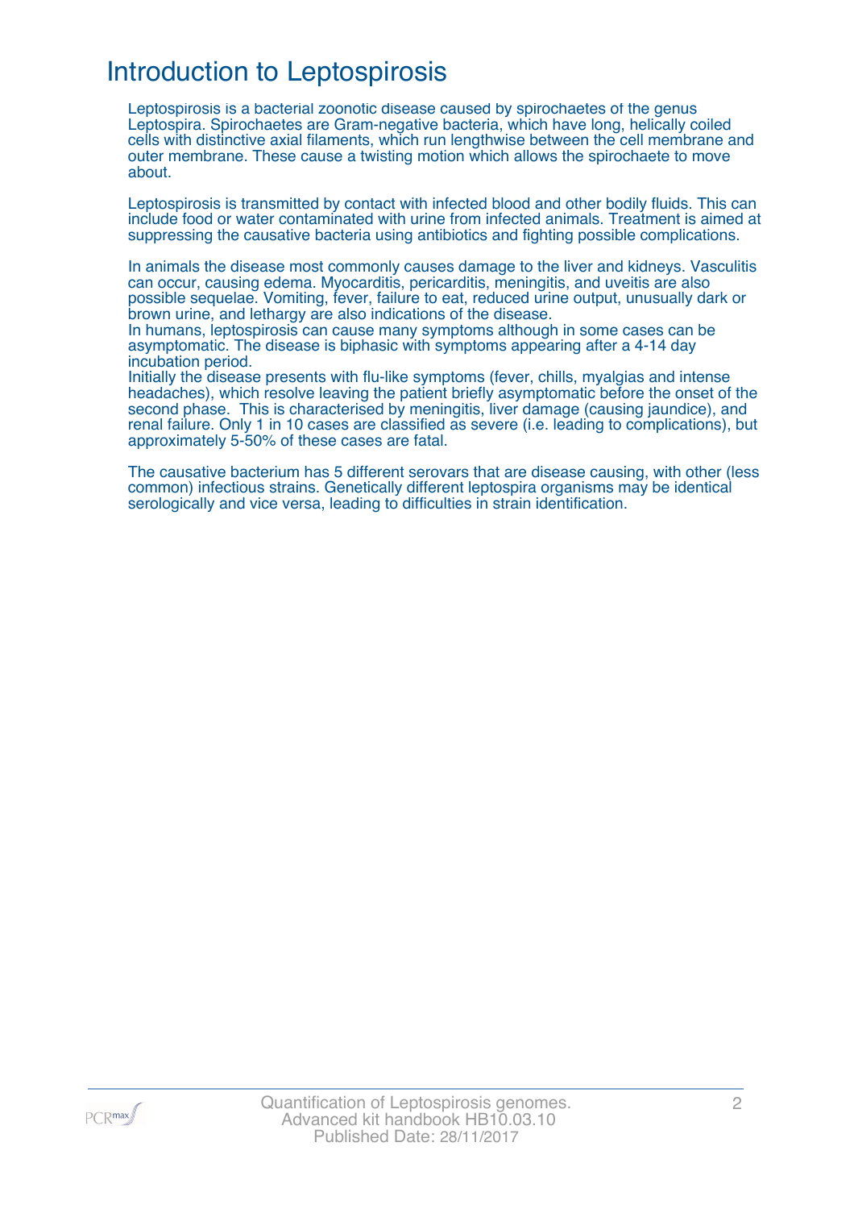# Introduction to Leptospirosis

Leptospirosis is a bacterial zoonotic disease caused by spirochaetes of the genus Leptospira. Spirochaetes are Gram-negative bacteria, which have long, helically coiled cells with distinctive axial filaments, which run lengthwise between the cell membrane and outer membrane. These cause a twisting motion which allows the spirochaete to move about.

Leptospirosis is transmitted by contact with infected blood and other bodily fluids. This can include food or water contaminated with urine from infected animals. Treatment is aimed at suppressing the causative bacteria using antibiotics and fighting possible complications.

In animals the disease most commonly causes damage to the liver and kidneys. Vasculitis can occur, causing edema. Myocarditis, pericarditis, meningitis, and uveitis are also possible sequelae. Vomiting, fever, failure to eat, reduced urine output, unusually dark or brown urine, and lethargy are also indications of the disease.
In humans, leptospirosis can cause many symptoms although in some cases can be asymptomatic. The disease is biphasic with symptoms appearing after a 4-14 day incubation period.
Initially the disease presents with flu-like symptoms (fever, chills, myalgias and intense headaches), which resolve leaving the patient briefly asymptomatic before the onset of the second phase. This is characterised by meningitis, liver damage (causing jaundice), and renal failure. Only 1 in 10 cases are classified as severe (i.e. leading to complications), but approximately 5-50% of these cases are fatal.

The causative bacterium has 5 different serovars that are disease causing, with other (less common) infectious strains. Genetically different leptospira organisms may be identical serologically and vice versa, leading to difficulties in strain identification.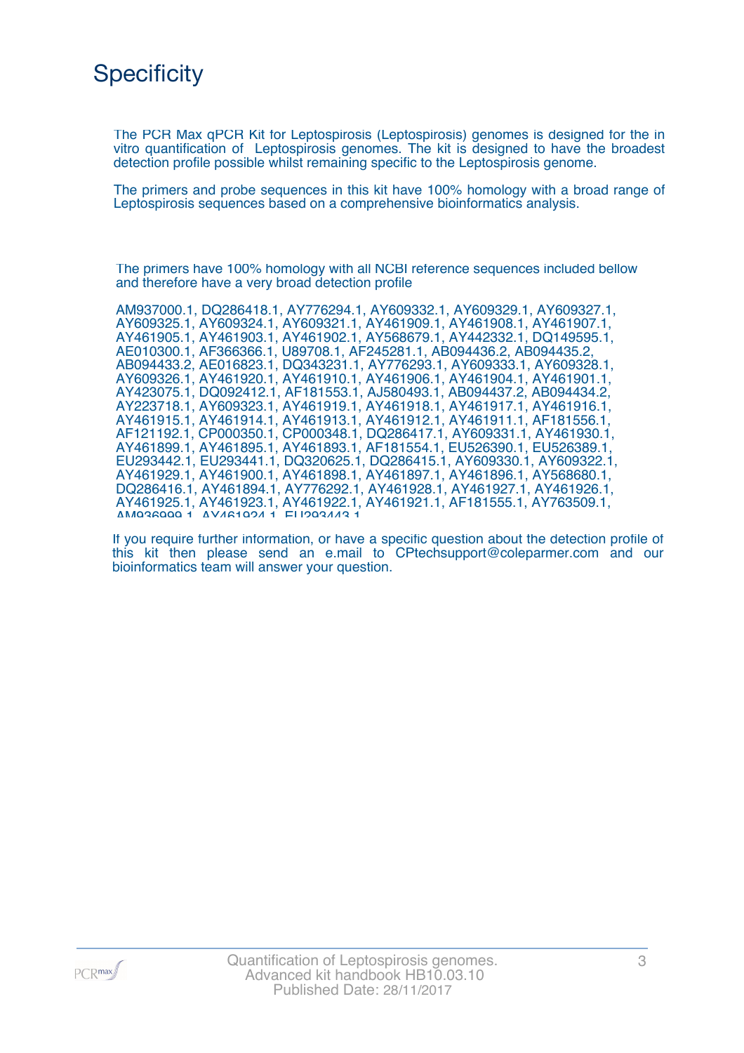# Specificity

The PCR Max qPCR Kit for Leptospirosis (Leptospirosis) genomes is designed for the in vitro quantification of Leptospirosis genomes. The kit is designed to have the broadest detection profile possible whilst remaining specific to the Leptospirosis genome.

The primers and probe sequences in this kit have 100% homology with a broad range of Leptospirosis sequences based on a comprehensive bioinformatics analysis.

The primers have 100% homology with all NCBI reference sequences included bellow and therefore have a very broad detection profile

AM937000.1, DQ286418.1, AY776294.1, AY609332.1, AY609329.1, AY609327.1, AY609325.1, AY609324.1, AY609321.1, AY461909.1, AY461908.1, AY461907.1, AY461905.1, AY461903.1, AY461902.1, AY568679.1, AY442332.1, DQ149595.1, AE010300.1, AF366366.1, U89708.1, AF245281.1, AB094436.2, AB094435.2, AB094433.2, AE016823.1, DQ343231.1, AY776293.1, AY609333.1, AY609328.1, AY609326.1, AY461920.1, AY461910.1, AY461906.1, AY461904.1, AY461901.1, AY423075.1, DQ092412.1, AF181553.1, AJ580493.1, AB094437.2, AB094434.2, AY223718.1, AY609323.1, AY461919.1, AY461918.1, AY461917.1, AY461916.1, AY461915.1, AY461914.1, AY461913.1, AY461912.1, AY461911.1, AF181556.1, AF121192.1, CP000350.1, CP000348.1, DQ286417.1, AY609331.1, AY461930.1, AY461899.1, AY461895.1, AY461893.1, AF181554.1, EU526390.1, EU526389.1, EU293442.1, EU293441.1, DQ320625.1, DQ286415.1, AY609330.1, AY609322.1, AY461929.1, AY461900.1, AY461898.1, AY461897.1, AY461896.1, AY568680.1, DQ286416.1, AY461894.1, AY776292.1, AY461928.1, AY461927.1, AY461926.1, AY461925.1, AY461923.1, AY461922.1, AY461921.1, AF181555.1, AY763509.1, AM936999.1, AY461924.1, EU293443.1

If you require further information, or have a specific question about the detection profile of this kit then please send an e.mail to CPtechsupport@coleparmer.com and our bioinformatics team will answer your question.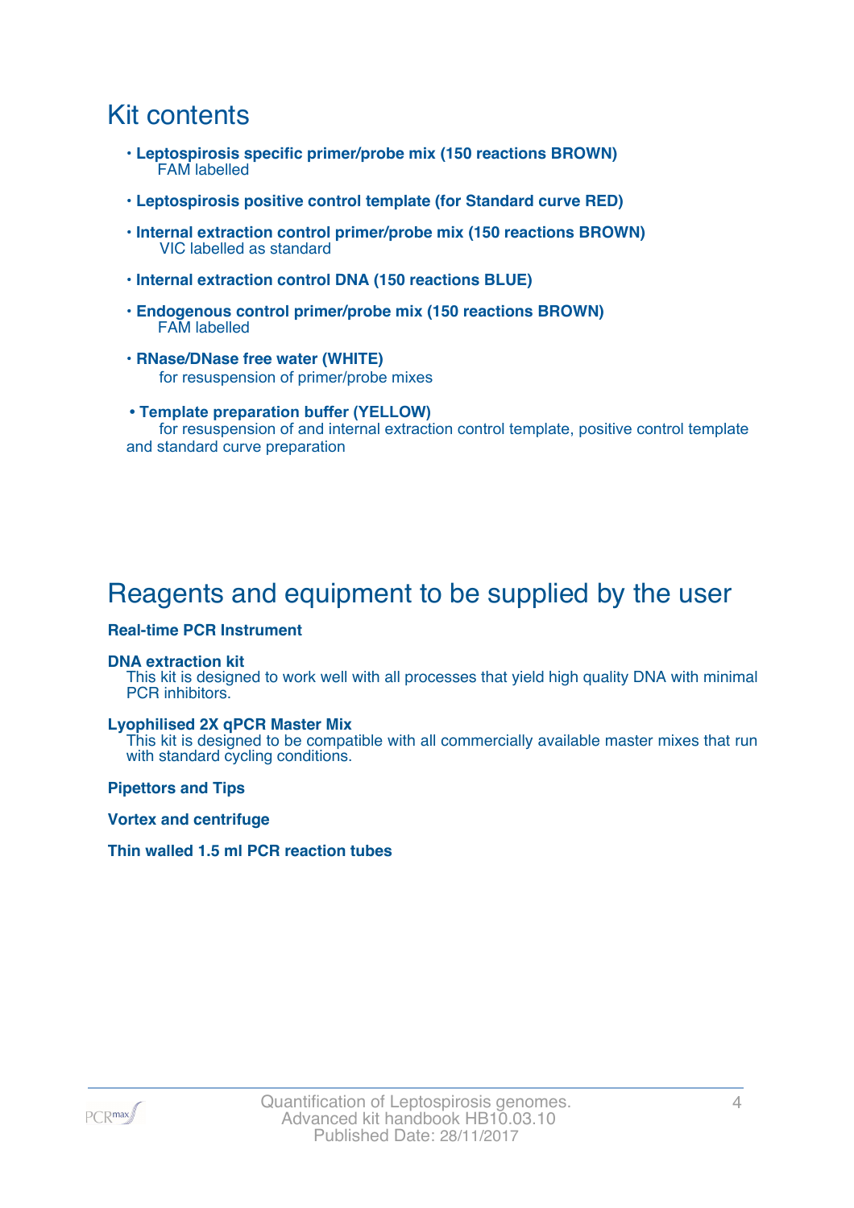## Kit contents

- **Leptospirosis specific primer/probe mix (150 reactions BROWN)**
  FAM labelled
- **Leptospirosis positive control template (for Standard curve RED)**
- **Internal extraction control primer/probe mix (150 reactions BROWN)**
  VIC labelled as standard
- **Internal extraction control DNA (150 reactions BLUE)**
- **Endogenous control primer/probe mix (150 reactions BROWN)**
  FAM labelled
- **RNase/DNase free water (WHITE)**
  for resuspension of primer/probe mixes
- **Template preparation buffer (YELLOW)**
  for resuspension of and internal extraction control template, positive control template and standard curve preparation

## Reagents and equipment to be supplied by the user

**Real-time PCR Instrument**

**DNA extraction kit**
This kit is designed to work well with all processes that yield high quality DNA with minimal PCR inhibitors.

**Lyophilised 2X qPCR Master Mix**
This kit is designed to be compatible with all commercially available master mixes that run with standard cycling conditions.

**Pipettors and Tips**

**Vortex and centrifuge**

**Thin walled 1.5 ml PCR reaction tubes**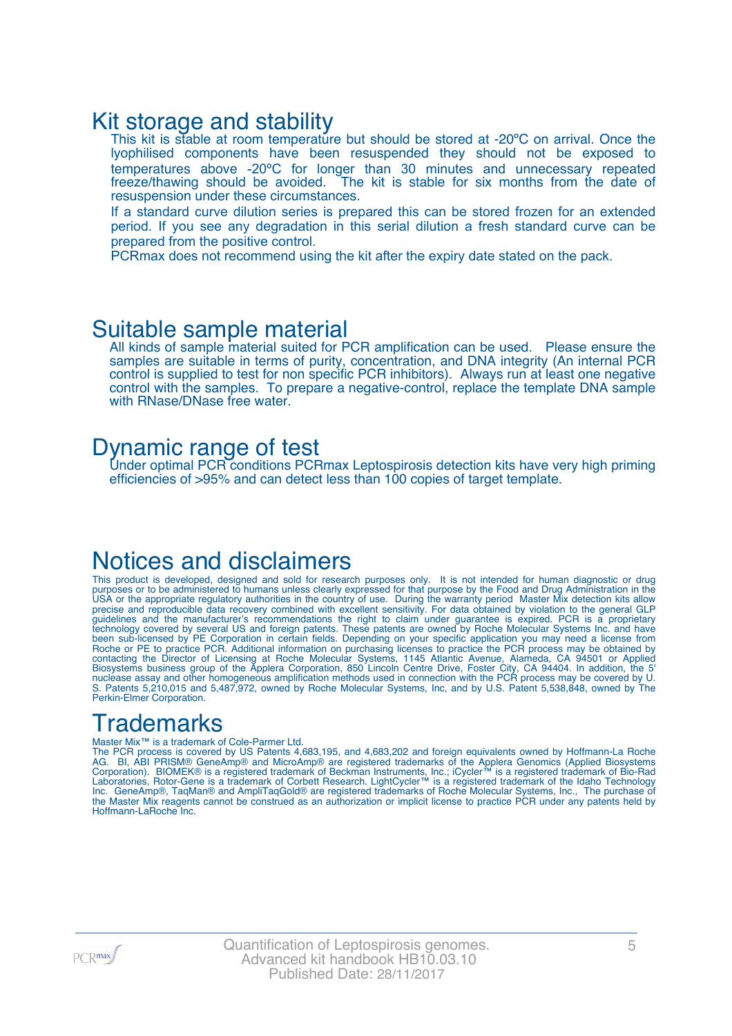## Kit storage and stability

This kit is stable at room temperature but should be stored at -20ºC on arrival. Once the lyophilised components have been resuspended they should not be exposed to temperatures above -20ºC for longer than 30 minutes and unnecessary repeated freeze/thawing should be avoided. The kit is stable for six months from the date of resuspension under these circumstances.

If a standard curve dilution series is prepared this can be stored frozen for an extended period. If you see any degradation in this serial dilution a fresh standard curve can be prepared from the positive control.

PCRmax does not recommend using the kit after the expiry date stated on the pack.

## Suitable sample material

All kinds of sample material suited for PCR amplification can be used. Please ensure the samples are suitable in terms of purity, concentration, and DNA integrity (An internal PCR control is supplied to test for non specific PCR inhibitors). Always run at least one negative control with the samples. To prepare a negative-control, replace the template DNA sample with RNase/DNase free water.

## Dynamic range of test

Under optimal PCR conditions PCRmax Leptospirosis detection kits have very high priming efficiencies of >95% and can detect less than 100 copies of target template.

## Notices and disclaimers

This product is developed, designed and sold for research purposes only. It is not intended for human diagnostic or drug purposes or to be administered to humans unless clearly expressed for that purpose by the Food and Drug Administration in the USA or the appropriate regulatory authorities in the country of use. During the warranty period Master Mix detection kits allow precise and reproducible data recovery combined with excellent sensitivity. For data obtained by violation to the general GLP guidelines and the manufacturer's recommendations the right to claim under guarantee is expired. PCR is a proprietary technology covered by several US and foreign patents. These patents are owned by Roche Molecular Systems Inc. and have been sub-licensed by PE Corporation in certain fields. Depending on your specific application you may need a license from Roche or PE to practice PCR. Additional information on purchasing licenses to practice the PCR process may be obtained by contacting the Director of Licensing at Roche Molecular Systems, 1145 Atlantic Avenue, Alameda, CA 94501 or Applied Biosystems business group of the Applera Corporation, 850 Lincoln Centre Drive, Foster City, CA 94404. In addition, the 5' nuclease assay and other homogeneous amplification methods used in connection with the PCR process may be covered by U. S. Patents 5,210,015 and 5,487,972, owned by Roche Molecular Systems, Inc, and by U.S. Patent 5,538,848, owned by The Perkin-Elmer Corporation.

## Trademarks

Master Mix™ is a trademark of Cole-Parmer Ltd.

The PCR process is covered by US Patents 4,683,195, and 4,683,202 and foreign equivalents owned by Hoffmann-La Roche AG. BI, ABI PRISM® GeneAmp® and MicroAmp® are registered trademarks of the Applera Genomics (Applied Biosystems Corporation). BIOMEK® is a registered trademark of Beckman Instruments, Inc.; iCycler™ is a registered trademark of Bio-Rad Laboratories, Rotor-Gene is a trademark of Corbett Research. LightCycler™ is a registered trademark of the Idaho Technology Inc. GeneAmp®, TaqMan® and AmpliTaqGold® are registered trademarks of Roche Molecular Systems, Inc., The purchase of the Master Mix reagents cannot be construed as an authorization or implicit license to practice PCR under any patents held by Hoffmann-LaRoche Inc.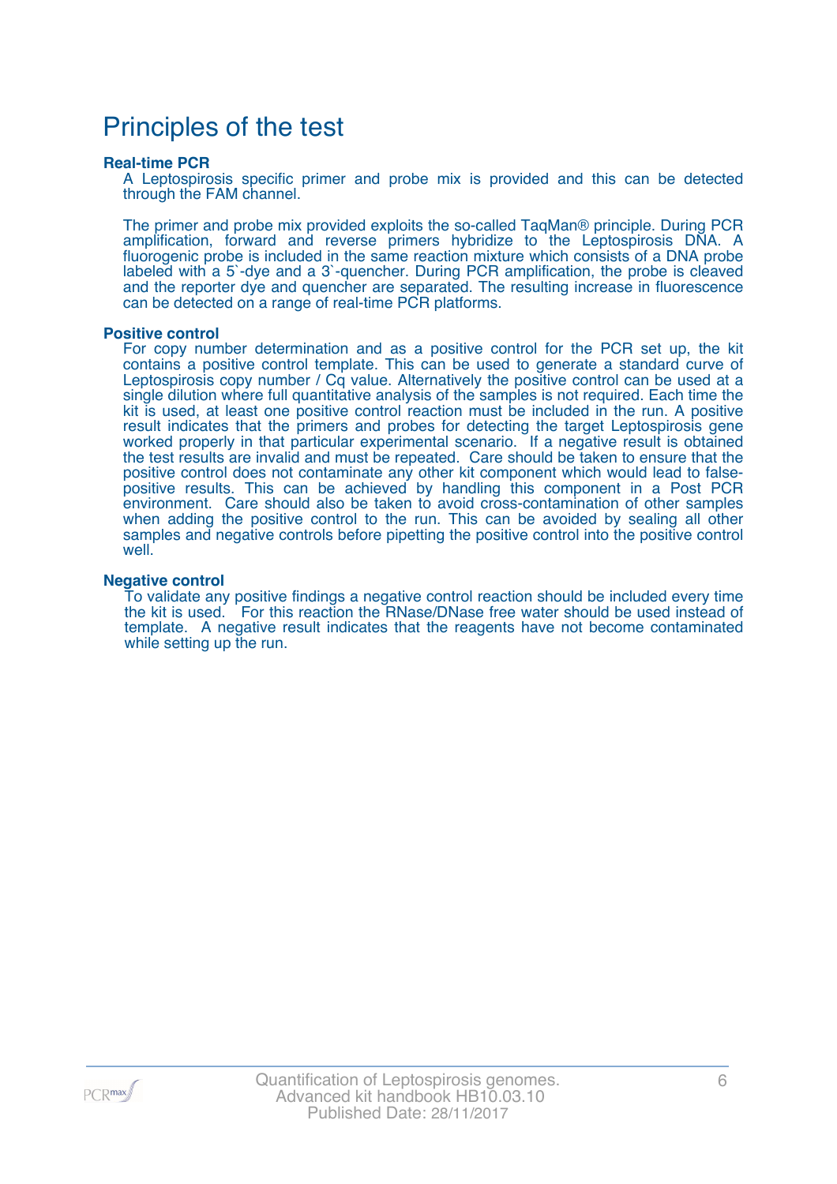# Principles of the test

### Real-time PCR

A Leptospirosis specific primer and probe mix is provided and this can be detected through the FAM channel.

The primer and probe mix provided exploits the so-called TaqMan® principle. During PCR amplification, forward and reverse primers hybridize to the Leptospirosis DNA. A fluorogenic probe is included in the same reaction mixture which consists of a DNA probe labeled with a 5`-dye and a 3`-quencher. During PCR amplification, the probe is cleaved and the reporter dye and quencher are separated. The resulting increase in fluorescence can be detected on a range of real-time PCR platforms.

### Positive control

For copy number determination and as a positive control for the PCR set up, the kit contains a positive control template. This can be used to generate a standard curve of Leptospirosis copy number / Cq value. Alternatively the positive control can be used at a single dilution where full quantitative analysis of the samples is not required. Each time the kit is used, at least one positive control reaction must be included in the run. A positive result indicates that the primers and probes for detecting the target Leptospirosis gene worked properly in that particular experimental scenario. If a negative result is obtained the test results are invalid and must be repeated. Care should be taken to ensure that the positive control does not contaminate any other kit component which would lead to false-positive results. This can be achieved by handling this component in a Post PCR environment. Care should also be taken to avoid cross-contamination of other samples when adding the positive control to the run. This can be avoided by sealing all other samples and negative controls before pipetting the positive control into the positive control well.

### Negative control

To validate any positive findings a negative control reaction should be included every time the kit is used. For this reaction the RNase/DNase free water should be used instead of template. A negative result indicates that the reagents have not become contaminated while setting up the run.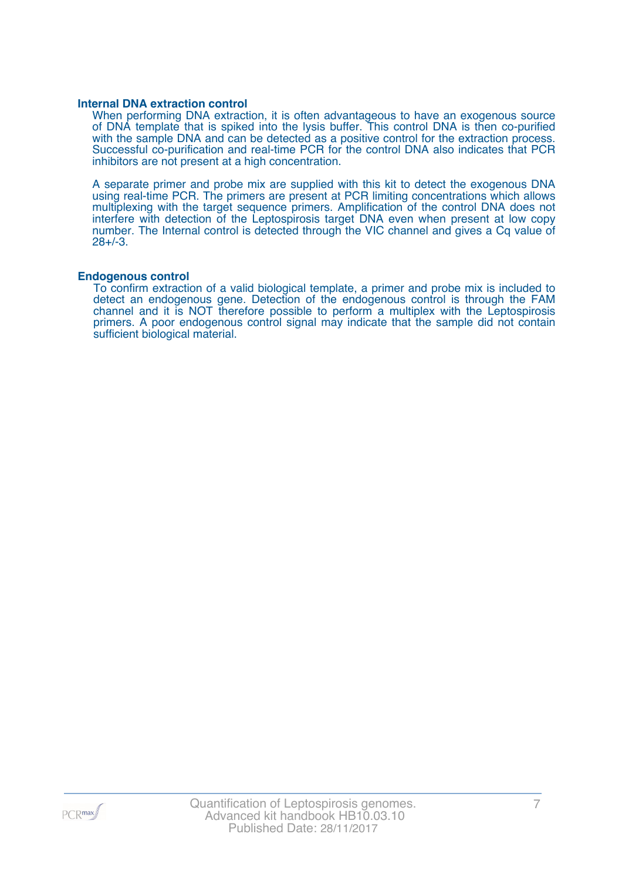### Internal DNA extraction control

When performing DNA extraction, it is often advantageous to have an exogenous source of DNA template that is spiked into the lysis buffer. This control DNA is then co-purified with the sample DNA and can be detected as a positive control for the extraction process. Successful co-purification and real-time PCR for the control DNA also indicates that PCR inhibitors are not present at a high concentration.

A separate primer and probe mix are supplied with this kit to detect the exogenous DNA using real-time PCR. The primers are present at PCR limiting concentrations which allows multiplexing with the target sequence primers. Amplification of the control DNA does not interfere with detection of the Leptospirosis target DNA even when present at low copy number. The Internal control is detected through the VIC channel and gives a Cq value of 28+/-3.

### Endogenous control

To confirm extraction of a valid biological template, a primer and probe mix is included to detect an endogenous gene. Detection of the endogenous control is through the FAM channel and it is NOT therefore possible to perform a multiplex with the Leptospirosis primers. A poor endogenous control signal may indicate that the sample did not contain sufficient biological material.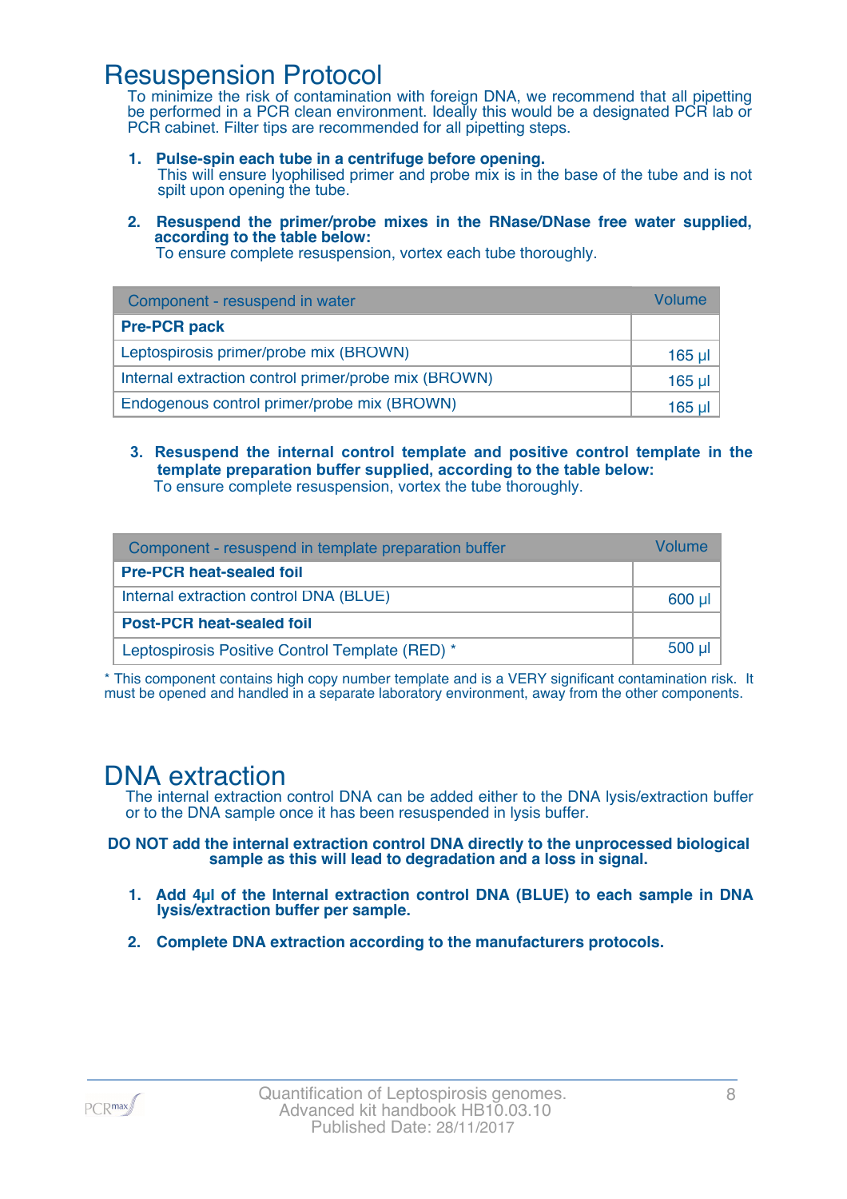# Resuspension Protocol

To minimize the risk of contamination with foreign DNA, we recommend that all pipetting be performed in a PCR clean environment. Ideally this would be a designated PCR lab or PCR cabinet. Filter tips are recommended for all pipetting steps.

1. **Pulse-spin each tube in a centrifuge before opening.**
   This will ensure lyophilised primer and probe mix is in the base of the tube and is not spilt upon opening the tube.

2. **Resuspend the primer/probe mixes in the RNase/DNase free water supplied, according to the table below:**
   To ensure complete resuspension, vortex each tube thoroughly.

| Component - resuspend in water | Volume |
| --- | --- |
| **Pre-PCR pack** | |
| Leptospirosis primer/probe mix (BROWN) | 165 µl |
| Internal extraction control primer/probe mix (BROWN) | 165 µl |
| Endogenous control primer/probe mix (BROWN) | 165 µl |

3. **Resuspend the internal control template and positive control template in the template preparation buffer supplied, according to the table below:**
   To ensure complete resuspension, vortex the tube thoroughly.

| Component - resuspend in template preparation buffer | Volume |
| --- | --- |
| **Pre-PCR heat-sealed foil** | |
| Internal extraction control DNA (BLUE) | 600 µl |
| **Post-PCR heat-sealed foil** | |
| Leptospirosis Positive Control Template (RED) * | 500 µl |

* This component contains high copy number template and is a VERY significant contamination risk. It must be opened and handled in a separate laboratory environment, away from the other components.

# DNA extraction

The internal extraction control DNA can be added either to the DNA lysis/extraction buffer or to the DNA sample once it has been resuspended in lysis buffer.

**DO NOT add the internal extraction control DNA directly to the unprocessed biological sample as this will lead to degradation and a loss in signal.**

1. **Add 4µl of the Internal extraction control DNA (BLUE) to each sample in DNA lysis/extraction buffer per sample.**

2. **Complete DNA extraction according to the manufacturers protocols.**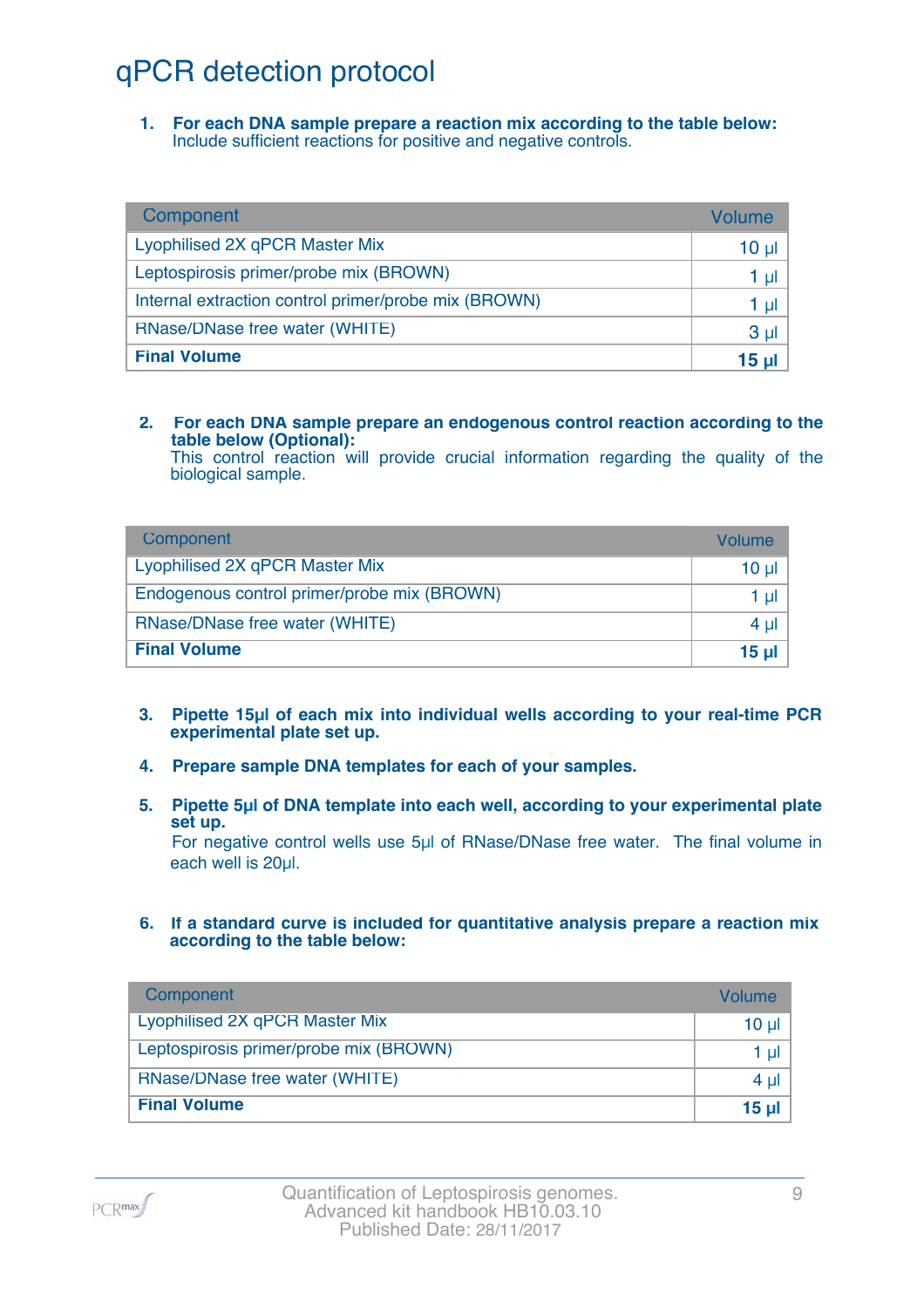# qPCR detection protocol

1. **For each DNA sample prepare a reaction mix according to the table below:**
   Include sufficient reactions for positive and negative controls.

| Component | Volume |
|---|---|
| Lyophilised 2X qPCR Master Mix | 10 µl |
| Leptospirosis primer/probe mix (BROWN) | 1 µl |
| Internal extraction control primer/probe mix (BROWN) | 1 µl |
| RNase/DNase free water (WHITE) | 3 µl |
| **Final Volume** | **15 µl** |

2. **For each DNA sample prepare an endogenous control reaction according to the table below (Optional):**
   This control reaction will provide crucial information regarding the quality of the biological sample.

| Component | Volume |
|---|---|
| Lyophilised 2X qPCR Master Mix | 10 µl |
| Endogenous control primer/probe mix (BROWN) | 1 µl |
| RNase/DNase free water (WHITE) | 4 µl |
| **Final Volume** | **15 µl** |

3. **Pipette 15µl of each mix into individual wells according to your real-time PCR experimental plate set up.**

4. **Prepare sample DNA templates for each of your samples.**

5. **Pipette 5µl of DNA template into each well, according to your experimental plate set up.**
   For negative control wells use 5µl of RNase/DNase free water. The final volume in each well is 20µl.

6. **If a standard curve is included for quantitative analysis prepare a reaction mix according to the table below:**

| Component | Volume |
|---|---|
| Lyophilised 2X qPCR Master Mix | 10 µl |
| Leptospirosis primer/probe mix (BROWN) | 1 µl |
| RNase/DNase free water (WHITE) | 4 µl |
| **Final Volume** | **15 µl** |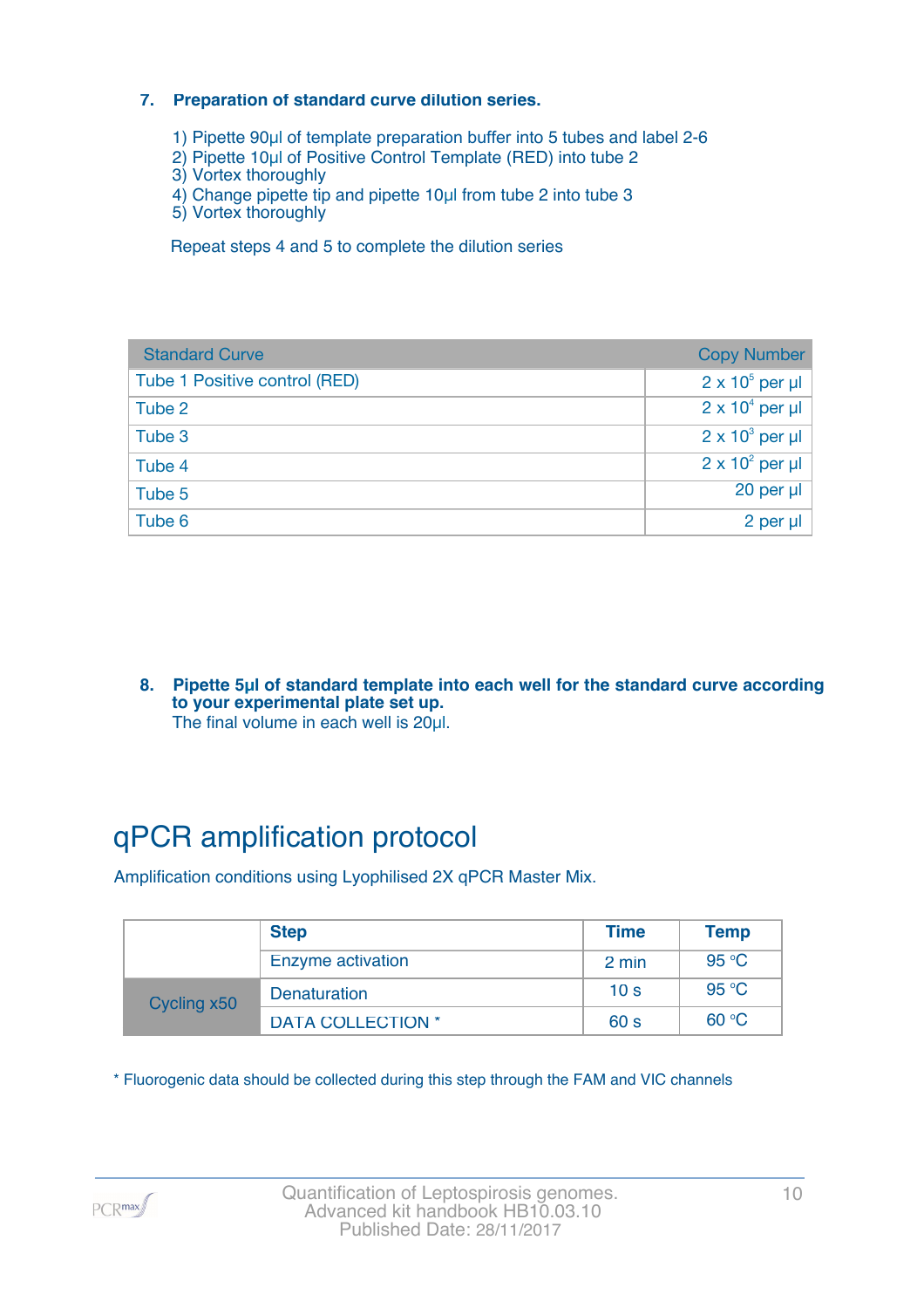### 7. Preparation of standard curve dilution series.

1) Pipette 90µl of template preparation buffer into 5 tubes and label 2-6
2) Pipette 10µl of Positive Control Template (RED) into tube 2
3) Vortex thoroughly
4) Change pipette tip and pipette 10µl from tube 2 into tube 3
5) Vortex thoroughly

Repeat steps 4 and 5 to complete the dilution series

| Standard Curve | Copy Number |
|---|---|
| Tube 1 Positive control (RED) | $2 \times 10^5$ per µl |
| Tube 2 | $2 \times 10^4$ per µl |
| Tube 3 | $2 \times 10^3$ per µl |
| Tube 4 | $2 \times 10^2$ per µl |
| Tube 5 | 20 per µl |
| Tube 6 | 2 per µl |

### 8. Pipette 5µl of standard template into each well for the standard curve according to your experimental plate set up.

The final volume in each well is 20µl.

# qPCR amplification protocol

Amplification conditions using Lyophilised 2X qPCR Master Mix.

| | Step | Time | Temp |
|---|---|---|---|
| | Enzyme activation | 2 min | 95 °C |
| Cycling x50 | Denaturation | 10 s | 95 °C |
| | DATA COLLECTION * | 60 s | 60 °C |

* Fluorogenic data should be collected during this step through the FAM and VIC channels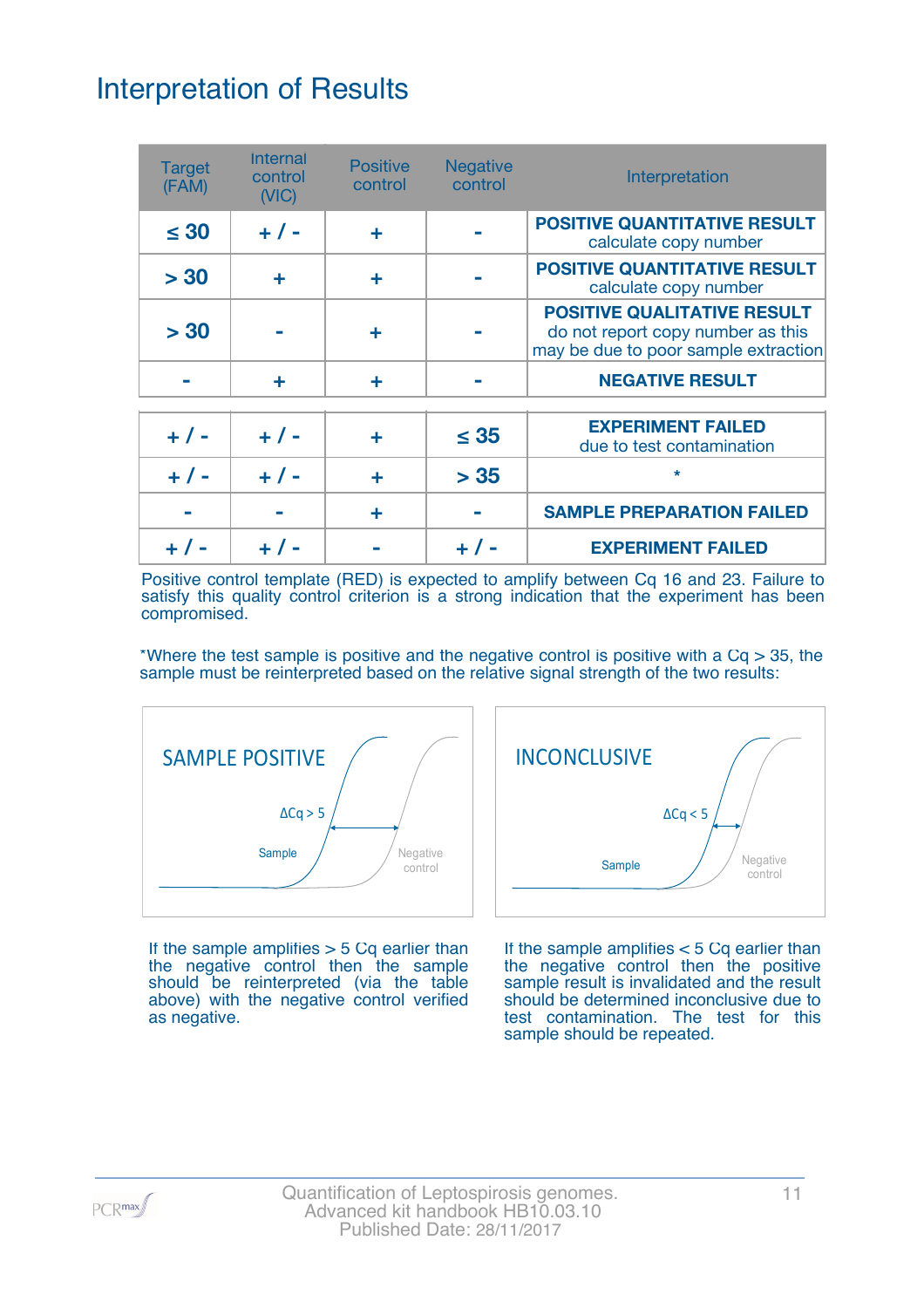# Interpretation of Results

| Target (FAM) | Internal control (VIC) | Positive control | Negative control | Interpretation |
|---|---|---|---|---|
| ≤ 30 | + / - | + | - | **POSITIVE QUANTITATIVE RESULT** calculate copy number |
| > 30 | + | + | - | **POSITIVE QUANTITATIVE RESULT** calculate copy number |
| > 30 | - | + | - | **POSITIVE QUALITATIVE RESULT** do not report copy number as this may be due to poor sample extraction |
| - | + | + | - | **NEGATIVE RESULT** |
| + / - | + / - | + | ≤ 35 | **EXPERIMENT FAILED** due to test contamination |
| + / - | + / - | + | > 35 | * |
| - | - | + | - | **SAMPLE PREPARATION FAILED** |
| + / - | + / - | - | + / - | **EXPERIMENT FAILED** |

Positive control template (RED) is expected to amplify between Cq 16 and 23. Failure to satisfy this quality control criterion is a strong indication that the experiment has been compromised.

*Where the test sample is positive and the negative control is positive with a Cq > 35, the sample must be reinterpreted based on the relative signal strength of the two results:

SAMPLE POSITIVE

ΔCq > 5

Sample

Negative control

INCONCLUSIVE

ΔCq < 5

Sample

Negative control

If the sample amplifies > 5 Cq earlier than the negative control then the sample should be reinterpreted (via the table above) with the negative control verified as negative.

If the sample amplifies < 5 Cq earlier than the negative control then the positive sample result is invalidated and the result should be determined inconclusive due to test contamination. The test for this sample should be repeated.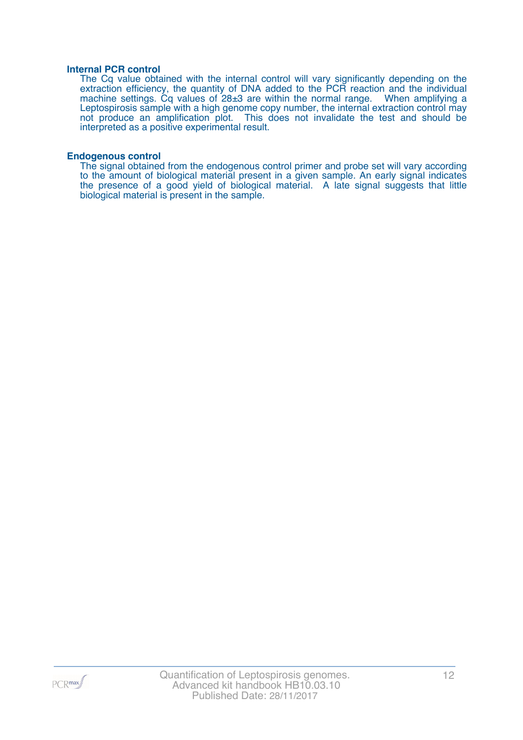**Internal PCR control**

The Cq value obtained with the internal control will vary significantly depending on the extraction efficiency, the quantity of DNA added to the PCR reaction and the individual machine settings. Cq values of 28±3 are within the normal range. When amplifying a Leptospirosis sample with a high genome copy number, the internal extraction control may not produce an amplification plot. This does not invalidate the test and should be interpreted as a positive experimental result.

**Endogenous control**

The signal obtained from the endogenous control primer and probe set will vary according to the amount of biological material present in a given sample. An early signal indicates the presence of a good yield of biological material. A late signal suggests that little biological material is present in the sample.